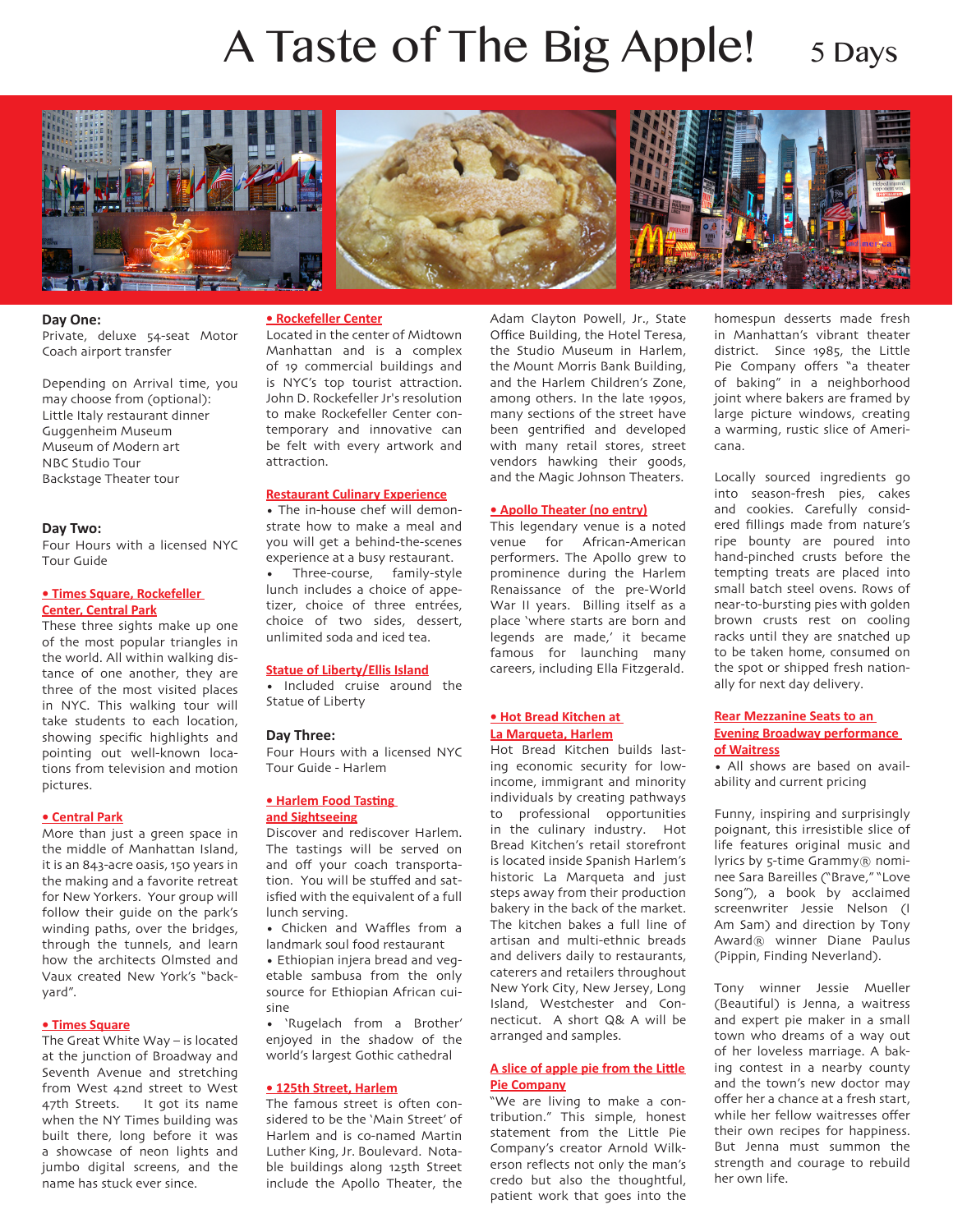# A Taste of The Big Apple! 5 Days

**Day One:**
Private, deluxe 54-seat Motor Coach airport transfer

Depending on Arrival time, you may choose from (optional):
Little Italy restaurant dinner
Guggenheim Museum
Museum of Modern art
NBC Studio Tour
Backstage Theater tour

**Day Two:**
Four Hours with a licensed NYC Tour Guide

**• Times Square, Rockefeller Center, Central Park**
These three sights make up one of the most popular triangles in the world. All within walking distance of one another, they are three of the most visited places in NYC. This walking tour will take students to each location, showing specific highlights and pointing out well-known locations from television and motion pictures.

**• Central Park**
More than just a green space in the middle of Manhattan Island, it is an 843-acre oasis, 150 years in the making and a favorite retreat for New Yorkers. Your group will follow their guide on the park's winding paths, over the bridges, through the tunnels, and learn how the architects Olmsted and Vaux created New York's "backyard".

**• Times Square**
The Great White Way – is located at the junction of Broadway and Seventh Avenue and stretching from West 42nd street to West 47th Streets. It got its name when the NY Times building was built there, long before it was a showcase of neon lights and jumbo digital screens, and the name has stuck ever since.

**• Rockefeller Center**
Located in the center of Midtown Manhattan and is a complex of 19 commercial buildings and is NYC's top tourist attraction. John D. Rockefeller Jr's resolution to make Rockefeller Center contemporary and innovative can be felt with every artwork and attraction.

**Restaurant Culinary Experience**
• The in-house chef will demonstrate how to make a meal and you will get a behind-the-scenes experience at a busy restaurant.
• Three-course, family-style lunch includes a choice of appetizer, choice of three entrées, choice of two sides, dessert, unlimited soda and iced tea.

**Statue of Liberty/Ellis Island**
• Included cruise around the Statue of Liberty

**Day Three:**
Four Hours with a licensed NYC Tour Guide - Harlem

**• Harlem Food Tasting and Sightseeing**
Discover and rediscover Harlem. The tastings will be served on and off your coach transportation. You will be stuffed and satisfied with the equivalent of a full lunch serving.
• Chicken and Waffles from a landmark soul food restaurant
• Ethiopian injera bread and vegetable sambusa from the only source for Ethiopian African cuisine
• 'Rugelach from a Brother' enjoyed in the shadow of the world's largest Gothic cathedral

**• 125th Street, Harlem**
The famous street is often considered to be the 'Main Street' of Harlem and is co-named Martin Luther King, Jr. Boulevard. Notable buildings along 125th Street include the Apollo Theater, the Adam Clayton Powell, Jr., State Office Building, the Hotel Teresa, the Studio Museum in Harlem, the Mount Morris Bank Building, and the Harlem Children's Zone, among others. In the late 1990s, many sections of the street have been gentrified and developed with many retail stores, street vendors hawking their goods, and the Magic Johnson Theaters.

**• Apollo Theater (no entry)**
This legendary venue is a noted venue for African-American performers. The Apollo grew to prominence during the Harlem Renaissance of the pre-World War II years. Billing itself as a place 'where starts are born and legends are made,' it became famous for launching many careers, including Ella Fitzgerald.

**• Hot Bread Kitchen at La Marqueta, Harlem**
Hot Bread Kitchen builds lasting economic security for low-income, immigrant and minority individuals by creating pathways to professional opportunities in the culinary industry. Hot Bread Kitchen's retail storefront is located inside Spanish Harlem's historic La Marqueta and just steps away from their production bakery in the back of the market. The kitchen bakes a full line of artisan and multi-ethnic breads and delivers daily to restaurants, caterers and retailers throughout New York City, New Jersey, Long Island, Westchester and Connecticut. A short Q& A will be arranged and samples.

**A slice of apple pie from the Little Pie Company**
"We are living to make a contribution." This simple, honest statement from the Little Pie Company's creator Arnold Wilkerson reflects not only the man's credo but also the thoughtful, patient work that goes into the homespun desserts made fresh in Manhattan's vibrant theater district. Since 1985, the Little Pie Company offers "a theater of baking" in a neighborhood joint where bakers are framed by large picture windows, creating a warming, rustic slice of Americana.

Locally sourced ingredients go into season-fresh pies, cakes and cookies. Carefully considered fillings made from nature's ripe bounty are poured into hand-pinched crusts before the tempting treats are placed into small batch steel ovens. Rows of near-to-bursting pies with golden brown crusts rest on cooling racks until they are snatched up to be taken home, consumed on the spot or shipped fresh nationally for next day delivery.

**Rear Mezzanine Seats to an Evening Broadway performance of Waitress**
• All shows are based on availability and current pricing

Funny, inspiring and surprisingly poignant, this irresistible slice of life features original music and lyrics by 5-time Grammy® nominee Sara Bareilles ("Brave," "Love Song"), a book by acclaimed screenwriter Jessie Nelson (I Am Sam) and direction by Tony Award® winner Diane Paulus (Pippin, Finding Neverland).

Tony winner Jessie Mueller (Beautiful) is Jenna, a waitress and expert pie maker in a small town who dreams of a way out of her loveless marriage. A baking contest in a nearby county and the town's new doctor may offer her a chance at a fresh start, while her fellow waitresses offer their own recipes for happiness. But Jenna must summon the strength and courage to rebuild her own life.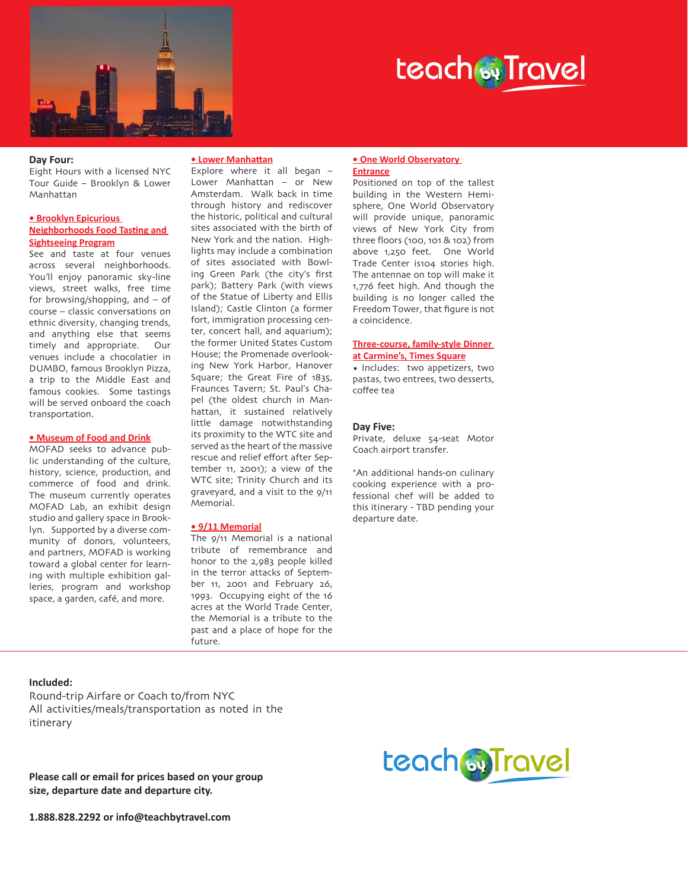**Day Four:**
Eight Hours with a licensed NYC Tour Guide – Brooklyn & Lower Manhattan

**• Brooklyn Epicurious Neighborhoods Food Tasting and Sightseeing Program**

See and taste at four venues across several neighborhoods. You'll enjoy panoramic sky-line views, street walks, free time for browsing/shopping, and – of course – classic conversations on ethnic diversity, changing trends, and anything else that seems timely and appropriate. Our venues include a chocolatier in DUMBO, famous Brooklyn Pizza, a trip to the Middle East and famous cookies. Some tastings will be served onboard the coach transportation.

**• Museum of Food and Drink**

MOFAD seeks to advance public understanding of the culture, history, science, production, and commerce of food and drink. The museum currently operates MOFAD Lab, an exhibit design studio and gallery space in Brooklyn. Supported by a diverse community of donors, volunteers, and partners, MOFAD is working toward a global center for learning with multiple exhibition galleries, program and workshop space, a garden, café, and more.

**• Lower Manhattan**

Explore where it all began – Lower Manhattan – or New Amsterdam. Walk back in time through history and rediscover the historic, political and cultural sites associated with the birth of New York and the nation. Highlights may include a combination of sites associated with Bowling Green Park (the city's first park); Battery Park (with views of the Statue of Liberty and Ellis Island); Castle Clinton (a former fort, immigration processing center, concert hall, and aquarium); the former United States Custom House; the Promenade overlooking New York Harbor, Hanover Square; the Great Fire of 1835, Fraunces Tavern; St. Paul's Chapel (the oldest church in Manhattan, it sustained relatively little damage notwithstanding its proximity to the WTC site and served as the heart of the massive rescue and relief effort after September 11, 2001); a view of the WTC site; Trinity Church and its graveyard, and a visit to the 9/11 Memorial.

**• 9/11 Memorial**

The 9/11 Memorial is a national tribute of remembrance and honor to the 2,983 people killed in the terror attacks of September 11, 2001 and February 26, 1993. Occupying eight of the 16 acres at the World Trade Center, the Memorial is a tribute to the past and a place of hope for the future.

**• One World Observatory Entrance**

Positioned on top of the tallest building in the Western Hemisphere, One World Observatory will provide unique, panoramic views of New York City from three floors (100, 101 & 102) from above 1,250 feet. One World Trade Center is104 stories high. The antennae on top will make it 1,776 feet high. And though the building is no longer called the Freedom Tower, that figure is not a coincidence.

**Three-course, family-style Dinner at Carmine's, Times Square**

• Includes: two appetizers, two pastas, two entrees, two desserts, coffee tea

**Day Five:**
Private, deluxe 54-seat Motor Coach airport transfer.

*An additional hands-on culinary cooking experience with a professional chef will be added to this itinerary - TBD pending your departure date.

**Included:**
Round-trip Airfare or Coach to/from NYC
All activities/meals/transportation as noted in the itinerary

**Please call or email for prices based on your group size, departure date and departure city.**

**1.888.828.2292 or info@teachbytravel.com**